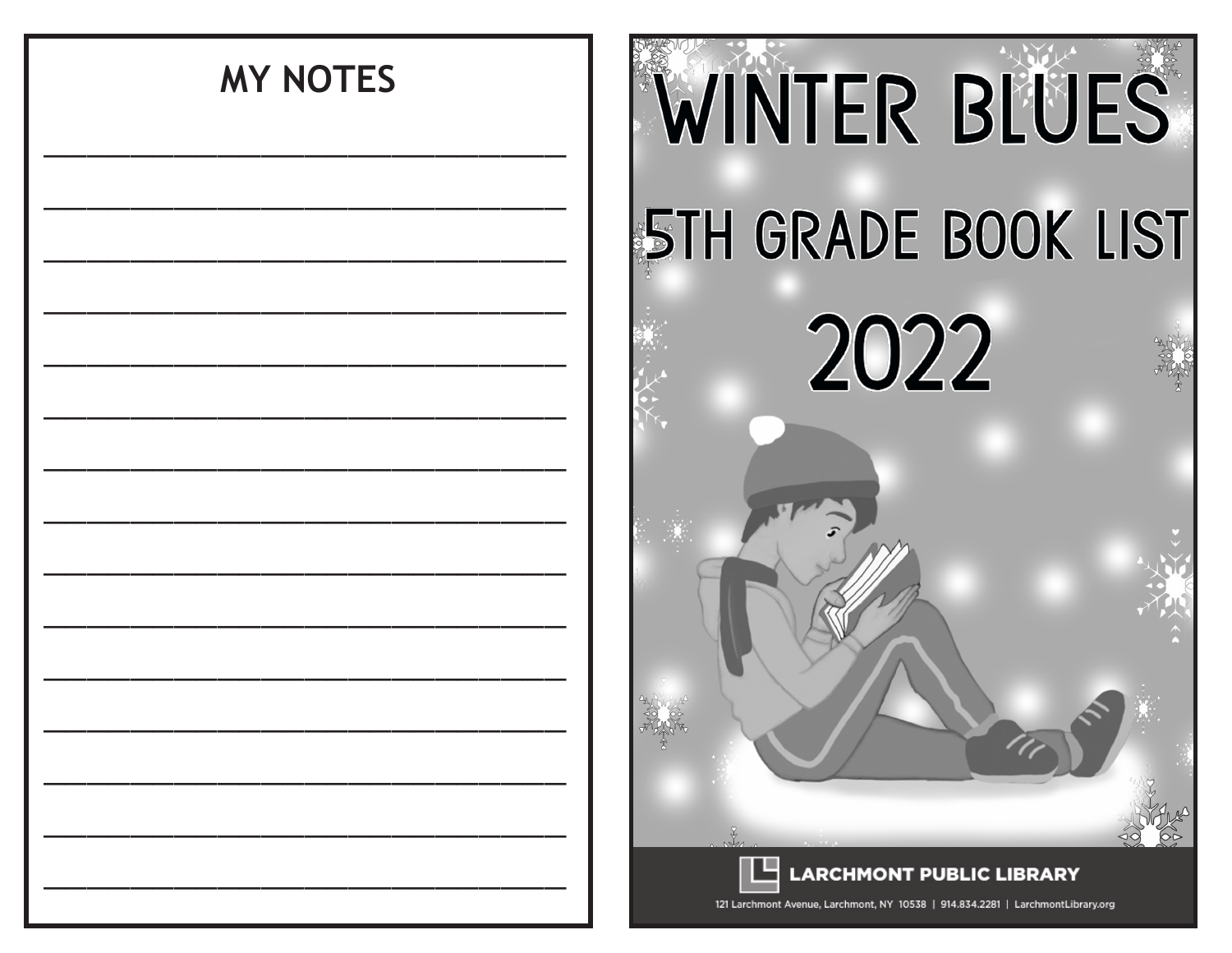## MY NOTES

_______________________________________

_______________________________________

_______________________________________

_______________________________________

_______________________________________

_______________________________________

_______________________________________

_______________________________________

_______________________________________

_______________________________________

_______________________________________

_______________________________________

_______________________________________

_______________________________________

_______________________________________

# WINTER BLUES

## 5TH GRADE BOOK LIST

## 2022

**LARCHMONT PUBLIC LIBRARY**

121 Larchmont Avenue, Larchmont, NY 10538 | 914.834.2281 | LarchmontLibrary.org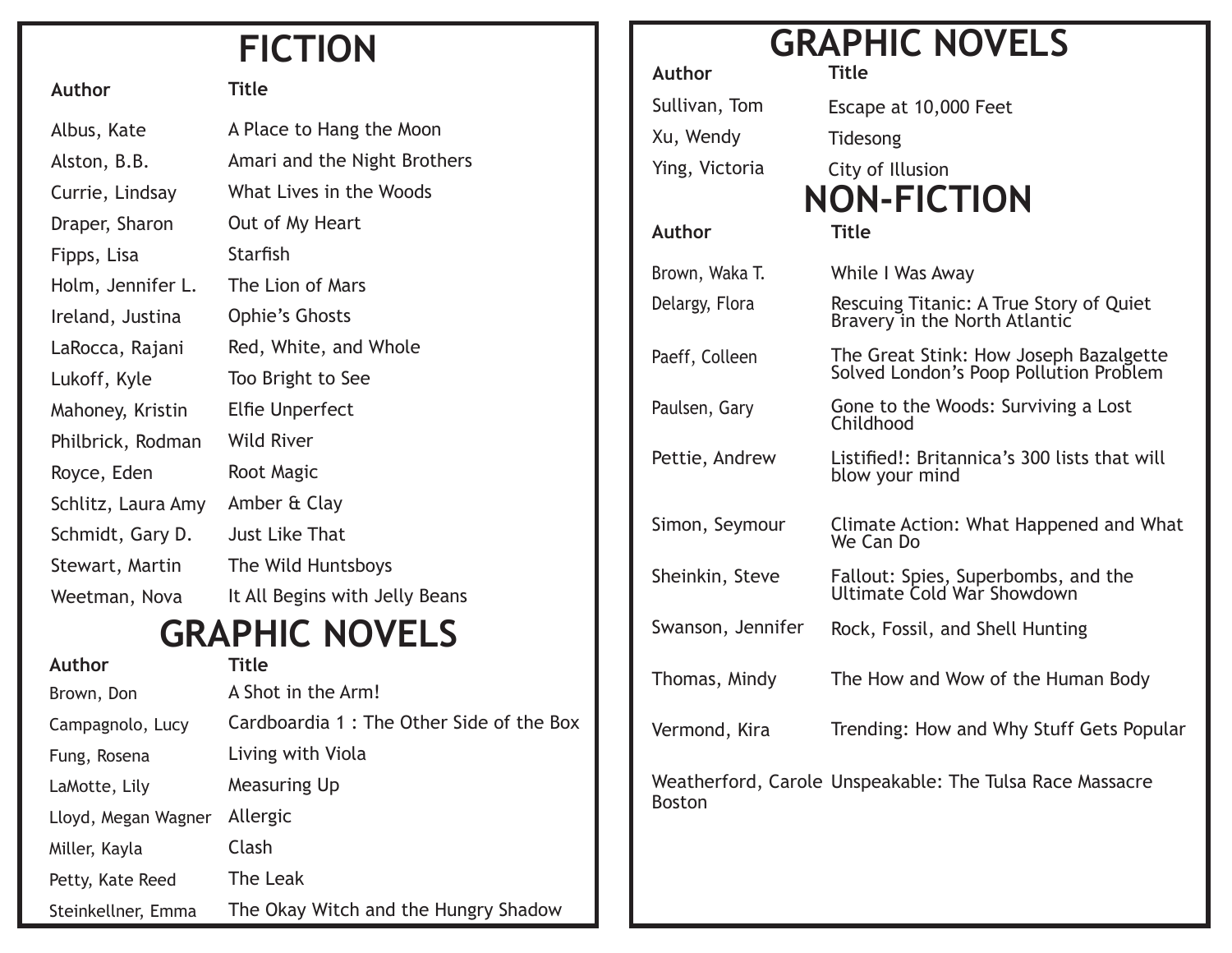# FICTION

| Author | Title |
|---|---|
| Albus, Kate | A Place to Hang the Moon |
| Alston, B.B. | Amari and the Night Brothers |
| Currie, Lindsay | What Lives in the Woods |
| Draper, Sharon | Out of My Heart |
| Fipps, Lisa | Starfish |
| Holm, Jennifer L. | The Lion of Mars |
| Ireland, Justina | Ophie's Ghosts |
| LaRocca, Rajani | Red, White, and Whole |
| Lukoff, Kyle | Too Bright to See |
| Mahoney, Kristin | Elfie Unperfect |
| Philbrick, Rodman | Wild River |
| Royce, Eden | Root Magic |
| Schlitz, Laura Amy | Amber & Clay |
| Schmidt, Gary D. | Just Like That |
| Stewart, Martin | The Wild Huntsboys |
| Weetman, Nova | It All Begins with Jelly Beans |

# GRAPHIC NOVELS

| Author | Title |
|---|---|
| Brown, Don | A Shot in the Arm! |
| Campagnolo, Lucy | Cardboardia 1 : The Other Side of the Box |
| Fung, Rosena | Living with Viola |
| LaMotte, Lily | Measuring Up |
| Lloyd, Megan Wagner | Allergic |
| Miller, Kayla | Clash |
| Petty, Kate Reed | The Leak |
| Steinkellner, Emma | The Okay Witch and the Hungry Shadow |
| Sullivan, Tom | Escape at 10,000 Feet |
| Xu, Wendy | Tidesong |
| Ying, Victoria | City of Illusion |

# NON-FICTION

| Author | Title |
|---|---|
| Brown, Waka T. | While I Was Away |
| Delargy, Flora | Rescuing Titanic: A True Story of Quiet Bravery in the North Atlantic |
| Paeff, Colleen | The Great Stink: How Joseph Bazalgette Solved London's Poop Pollution Problem |
| Paulsen, Gary | Gone to the Woods: Surviving a Lost Childhood |
| Pettie, Andrew | Listified!: Britannica's 300 lists that will blow your mind |
| Simon, Seymour | Climate Action: What Happened and What We Can Do |
| Sheinkin, Steve | Fallout: Spies, Superbombs, and the Ultimate Cold War Showdown |
| Swanson, Jennifer | Rock, Fossil, and Shell Hunting |
| Thomas, Mindy | The How and Wow of the Human Body |
| Vermond, Kira | Trending: How and Why Stuff Gets Popular |
| Weatherford, Carole Boston | Unspeakable: The Tulsa Race Massacre |